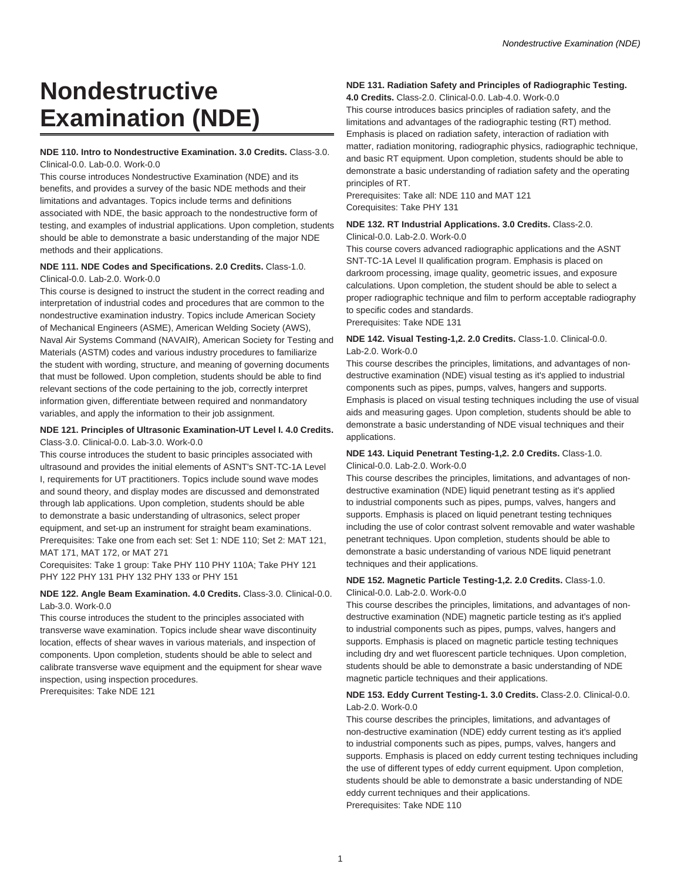# Nondestructive Examination (NDE)

**NDE 110. Intro to Nondestructive Examination. 3.0 Credits.** Class-3.0. Clinical-0.0. Lab-0.0. Work-0.0

This course introduces Nondestructive Examination (NDE) and its benefits, and provides a survey of the basic NDE methods and their limitations and advantages. Topics include terms and definitions associated with NDE, the basic approach to the nondestructive form of testing, and examples of industrial applications. Upon completion, students should be able to demonstrate a basic understanding of the major NDE methods and their applications.

**NDE 111. NDE Codes and Specifications. 2.0 Credits.** Class-1.0. Clinical-0.0. Lab-2.0. Work-0.0

This course is designed to instruct the student in the correct reading and interpretation of industrial codes and procedures that are common to the nondestructive examination industry. Topics include American Society of Mechanical Engineers (ASME), American Welding Society (AWS), Naval Air Systems Command (NAVAIR), American Society for Testing and Materials (ASTM) codes and various industry procedures to familiarize the student with wording, structure, and meaning of governing documents that must be followed. Upon completion, students should be able to find relevant sections of the code pertaining to the job, correctly interpret information given, differentiate between required and nonmandatory variables, and apply the information to their job assignment.

**NDE 121. Principles of Ultrasonic Examination-UT Level I. 4.0 Credits.** Class-3.0. Clinical-0.0. Lab-3.0. Work-0.0

This course introduces the student to basic principles associated with ultrasound and provides the initial elements of ASNT's SNT-TC-1A Level I, requirements for UT practitioners. Topics include sound wave modes and sound theory, and display modes are discussed and demonstrated through lab applications. Upon completion, students should be able to demonstrate a basic understanding of ultrasonics, select proper equipment, and set-up an instrument for straight beam examinations.

Prerequisites: Take one from each set: Set 1: NDE 110; Set 2: MAT 121, MAT 171, MAT 172, or MAT 271

Corequisites: Take 1 group: Take PHY 110 PHY 110A; Take PHY 121 PHY 122 PHY 131 PHY 132 PHY 133 or PHY 151

**NDE 122. Angle Beam Examination. 4.0 Credits.** Class-3.0. Clinical-0.0. Lab-3.0. Work-0.0

This course introduces the student to the principles associated with transverse wave examination. Topics include shear wave discontinuity location, effects of shear waves in various materials, and inspection of components. Upon completion, students should be able to select and calibrate transverse wave equipment and the equipment for shear wave inspection, using inspection procedures.

Prerequisites: Take NDE 121

**NDE 131. Radiation Safety and Principles of Radiographic Testing. 4.0 Credits.** Class-2.0. Clinical-0.0. Lab-4.0. Work-0.0

This course introduces basics principles of radiation safety, and the limitations and advantages of the radiographic testing (RT) method. Emphasis is placed on radiation safety, interaction of radiation with matter, radiation monitoring, radiographic physics, radiographic technique, and basic RT equipment. Upon completion, students should be able to demonstrate a basic understanding of radiation safety and the operating principles of RT.

Prerequisites: Take all: NDE 110 and MAT 121

Corequisites: Take PHY 131

**NDE 132. RT Industrial Applications. 3.0 Credits.** Class-2.0. Clinical-0.0. Lab-2.0. Work-0.0

This course covers advanced radiographic applications and the ASNT SNT-TC-1A Level II qualification program. Emphasis is placed on darkroom processing, image quality, geometric issues, and exposure calculations. Upon completion, the student should be able to select a proper radiographic technique and film to perform acceptable radiography to specific codes and standards.

Prerequisites: Take NDE 131

**NDE 142. Visual Testing-1,2. 2.0 Credits.** Class-1.0. Clinical-0.0. Lab-2.0. Work-0.0

This course describes the principles, limitations, and advantages of non-destructive examination (NDE) visual testing as it's applied to industrial components such as pipes, pumps, valves, hangers and supports. Emphasis is placed on visual testing techniques including the use of visual aids and measuring gages. Upon completion, students should be able to demonstrate a basic understanding of NDE visual techniques and their applications.

**NDE 143. Liquid Penetrant Testing-1,2. 2.0 Credits.** Class-1.0. Clinical-0.0. Lab-2.0. Work-0.0

This course describes the principles, limitations, and advantages of non-destructive examination (NDE) liquid penetrant testing as it's applied to industrial components such as pipes, pumps, valves, hangers and supports. Emphasis is placed on liquid penetrant testing techniques including the use of color contrast solvent removable and water washable penetrant techniques. Upon completion, students should be able to demonstrate a basic understanding of various NDE liquid penetrant techniques and their applications.

**NDE 152. Magnetic Particle Testing-1,2. 2.0 Credits.** Class-1.0. Clinical-0.0. Lab-2.0. Work-0.0

This course describes the principles, limitations, and advantages of non-destructive examination (NDE) magnetic particle testing as it's applied to industrial components such as pipes, pumps, valves, hangers and supports. Emphasis is placed on magnetic particle testing techniques including dry and wet fluorescent particle techniques. Upon completion, students should be able to demonstrate a basic understanding of NDE magnetic particle techniques and their applications.

**NDE 153. Eddy Current Testing-1. 3.0 Credits.** Class-2.0. Clinical-0.0. Lab-2.0. Work-0.0

This course describes the principles, limitations, and advantages of non-destructive examination (NDE) eddy current testing as it's applied to industrial components such as pipes, pumps, valves, hangers and supports. Emphasis is placed on eddy current testing techniques including the use of different types of eddy current equipment. Upon completion, students should be able to demonstrate a basic understanding of NDE eddy current techniques and their applications.

Prerequisites: Take NDE 110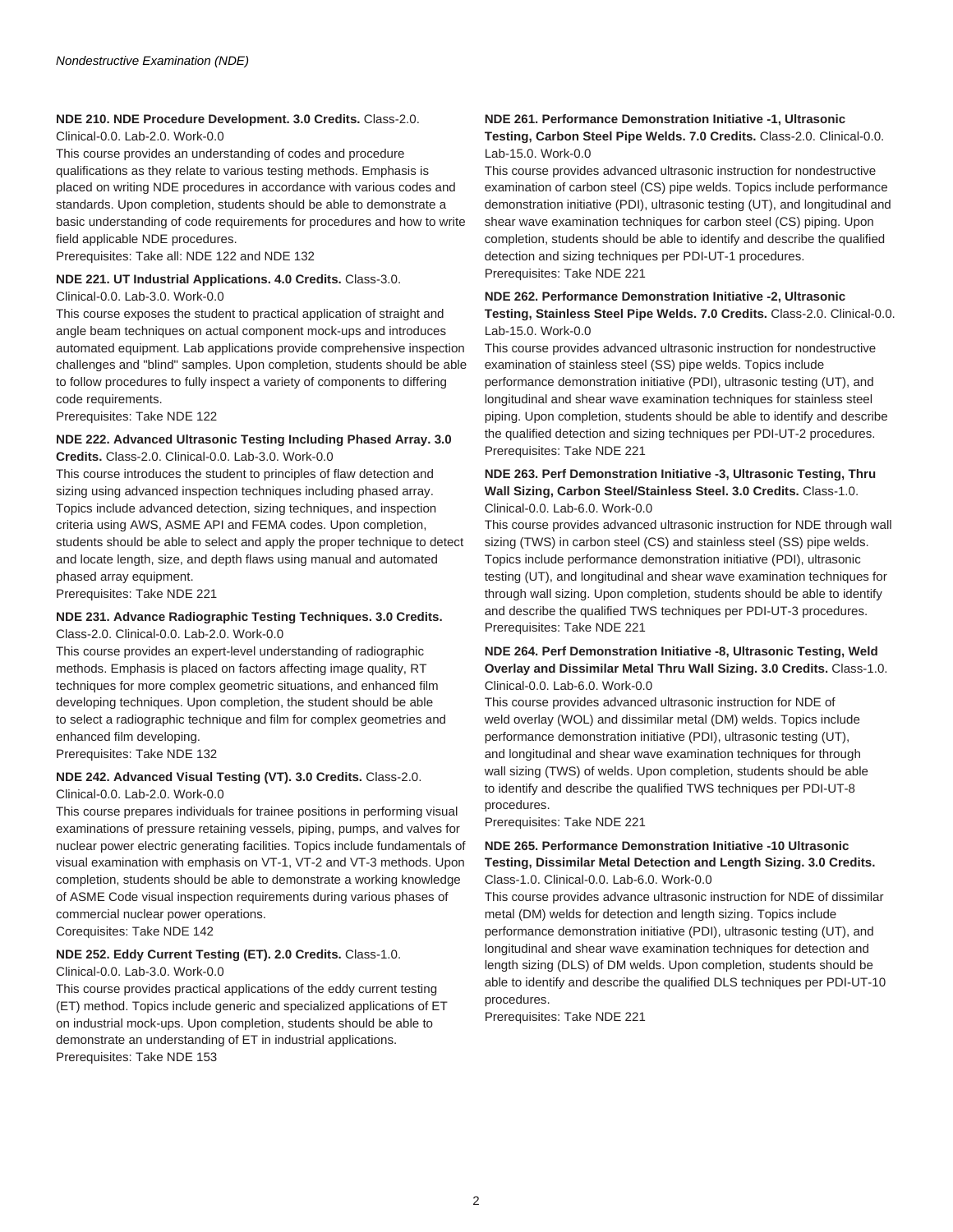**NDE 210. NDE Procedure Development. 3.0 Credits.** Class-2.0. Clinical-0.0. Lab-2.0. Work-0.0

This course provides an understanding of codes and procedure qualifications as they relate to various testing methods. Emphasis is placed on writing NDE procedures in accordance with various codes and standards. Upon completion, students should be able to demonstrate a basic understanding of code requirements for procedures and how to write field applicable NDE procedures.

Prerequisites: Take all: NDE 122 and NDE 132

**NDE 221. UT Industrial Applications. 4.0 Credits.** Class-3.0. Clinical-0.0. Lab-3.0. Work-0.0

This course exposes the student to practical application of straight and angle beam techniques on actual component mock-ups and introduces automated equipment. Lab applications provide comprehensive inspection challenges and "blind" samples. Upon completion, students should be able to follow procedures to fully inspect a variety of components to differing code requirements.

Prerequisites: Take NDE 122

**NDE 222. Advanced Ultrasonic Testing Including Phased Array. 3.0 Credits.** Class-2.0. Clinical-0.0. Lab-3.0. Work-0.0

This course introduces the student to principles of flaw detection and sizing using advanced inspection techniques including phased array. Topics include advanced detection, sizing techniques, and inspection criteria using AWS, ASME API and FEMA codes. Upon completion, students should be able to select and apply the proper technique to detect and locate length, size, and depth flaws using manual and automated phased array equipment.

Prerequisites: Take NDE 221

**NDE 231. Advance Radiographic Testing Techniques. 3.0 Credits.** Class-2.0. Clinical-0.0. Lab-2.0. Work-0.0

This course provides an expert-level understanding of radiographic methods. Emphasis is placed on factors affecting image quality, RT techniques for more complex geometric situations, and enhanced film developing techniques. Upon completion, the student should be able to select a radiographic technique and film for complex geometries and enhanced film developing.

Prerequisites: Take NDE 132

**NDE 242. Advanced Visual Testing (VT). 3.0 Credits.** Class-2.0. Clinical-0.0. Lab-2.0. Work-0.0

This course prepares individuals for trainee positions in performing visual examinations of pressure retaining vessels, piping, pumps, and valves for nuclear power electric generating facilities. Topics include fundamentals of visual examination with emphasis on VT-1, VT-2 and VT-3 methods. Upon completion, students should be able to demonstrate a working knowledge of ASME Code visual inspection requirements during various phases of commercial nuclear power operations.

Corequisites: Take NDE 142

**NDE 252. Eddy Current Testing (ET). 2.0 Credits.** Class-1.0. Clinical-0.0. Lab-3.0. Work-0.0

This course provides practical applications of the eddy current testing (ET) method. Topics include generic and specialized applications of ET on industrial mock-ups. Upon completion, students should be able to demonstrate an understanding of ET in industrial applications.

Prerequisites: Take NDE 153

**NDE 261. Performance Demonstration Initiative -1, Ultrasonic Testing, Carbon Steel Pipe Welds. 7.0 Credits.** Class-2.0. Clinical-0.0. Lab-15.0. Work-0.0

This course provides advanced ultrasonic instruction for nondestructive examination of carbon steel (CS) pipe welds. Topics include performance demonstration initiative (PDI), ultrasonic testing (UT), and longitudinal and shear wave examination techniques for carbon steel (CS) piping. Upon completion, students should be able to identify and describe the qualified detection and sizing techniques per PDI-UT-1 procedures.

Prerequisites: Take NDE 221

**NDE 262. Performance Demonstration Initiative -2, Ultrasonic Testing, Stainless Steel Pipe Welds. 7.0 Credits.** Class-2.0. Clinical-0.0. Lab-15.0. Work-0.0

This course provides advanced ultrasonic instruction for nondestructive examination of stainless steel (SS) pipe welds. Topics include performance demonstration initiative (PDI), ultrasonic testing (UT), and longitudinal and shear wave examination techniques for stainless steel piping. Upon completion, students should be able to identify and describe the qualified detection and sizing techniques per PDI-UT-2 procedures.

Prerequisites: Take NDE 221

**NDE 263. Perf Demonstration Initiative -3, Ultrasonic Testing, Thru Wall Sizing, Carbon Steel/Stainless Steel. 3.0 Credits.** Class-1.0. Clinical-0.0. Lab-6.0. Work-0.0

This course provides advanced ultrasonic instruction for NDE through wall sizing (TWS) in carbon steel (CS) and stainless steel (SS) pipe welds. Topics include performance demonstration initiative (PDI), ultrasonic testing (UT), and longitudinal and shear wave examination techniques for through wall sizing. Upon completion, students should be able to identify and describe the qualified TWS techniques per PDI-UT-3 procedures.

Prerequisites: Take NDE 221

**NDE 264. Perf Demonstration Initiative -8, Ultrasonic Testing, Weld Overlay and Dissimilar Metal Thru Wall Sizing. 3.0 Credits.** Class-1.0. Clinical-0.0. Lab-6.0. Work-0.0

This course provides advanced ultrasonic instruction for NDE of weld overlay (WOL) and dissimilar metal (DM) welds. Topics include performance demonstration initiative (PDI), ultrasonic testing (UT), and longitudinal and shear wave examination techniques for through wall sizing (TWS) of welds. Upon completion, students should be able to identify and describe the qualified TWS techniques per PDI-UT-8 procedures.

Prerequisites: Take NDE 221

**NDE 265. Performance Demonstration Initiative -10 Ultrasonic Testing, Dissimilar Metal Detection and Length Sizing. 3.0 Credits.** Class-1.0. Clinical-0.0. Lab-6.0. Work-0.0

This course provides advance ultrasonic instruction for NDE of dissimilar metal (DM) welds for detection and length sizing. Topics include performance demonstration initiative (PDI), ultrasonic testing (UT), and longitudinal and shear wave examination techniques for detection and length sizing (DLS) of DM welds. Upon completion, students should be able to identify and describe the qualified DLS techniques per PDI-UT-10 procedures.

Prerequisites: Take NDE 221